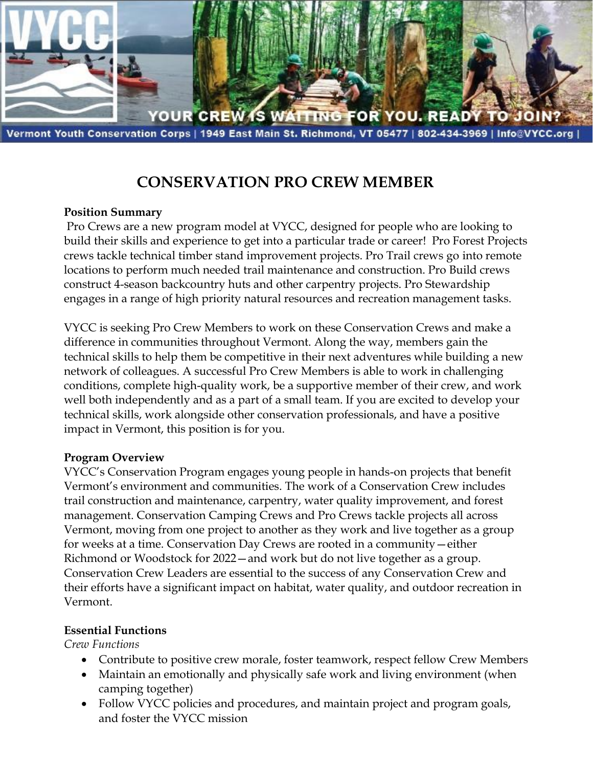# CONSERVATION PRO CREW MEMBER

**Position Summary**

Pro Crews are a new program model at VYCC, designed for people who are looking to build their skills and experience to get into a particular trade or career! Pro Forest Projects crews tackle technical timber stand improvement projects. Pro Trail crews go into remote locations to perform much needed trail maintenance and construction. Pro Build crews construct 4-season backcountry huts and other carpentry projects. Pro Stewardship engages in a range of high priority natural resources and recreation management tasks.

VYCC is seeking Pro Crew Members to work on these Conservation Crews and make a difference in communities throughout Vermont. Along the way, members gain the technical skills to help them be competitive in their next adventures while building a new network of colleagues. A successful Pro Crew Members is able to work in challenging conditions, complete high-quality work, be a supportive member of their crew, and work well both independently and as a part of a small team. If you are excited to develop your technical skills, work alongside other conservation professionals, and have a positive impact in Vermont, this position is for you.

**Program Overview**

VYCC's Conservation Program engages young people in hands-on projects that benefit Vermont's environment and communities. The work of a Conservation Crew includes trail construction and maintenance, carpentry, water quality improvement, and forest management. Conservation Camping Crews and Pro Crews tackle projects all across Vermont, moving from one project to another as they work and live together as a group for weeks at a time. Conservation Day Crews are rooted in a community—either Richmond or Woodstock for 2022—and work but do not live together as a group. Conservation Crew Leaders are essential to the success of any Conservation Crew and their efforts have a significant impact on habitat, water quality, and outdoor recreation in Vermont.

**Essential Functions**

*Crew Functions*

- Contribute to positive crew morale, foster teamwork, respect fellow Crew Members
- Maintain an emotionally and physically safe work and living environment (when camping together)
- Follow VYCC policies and procedures, and maintain project and program goals, and foster the VYCC mission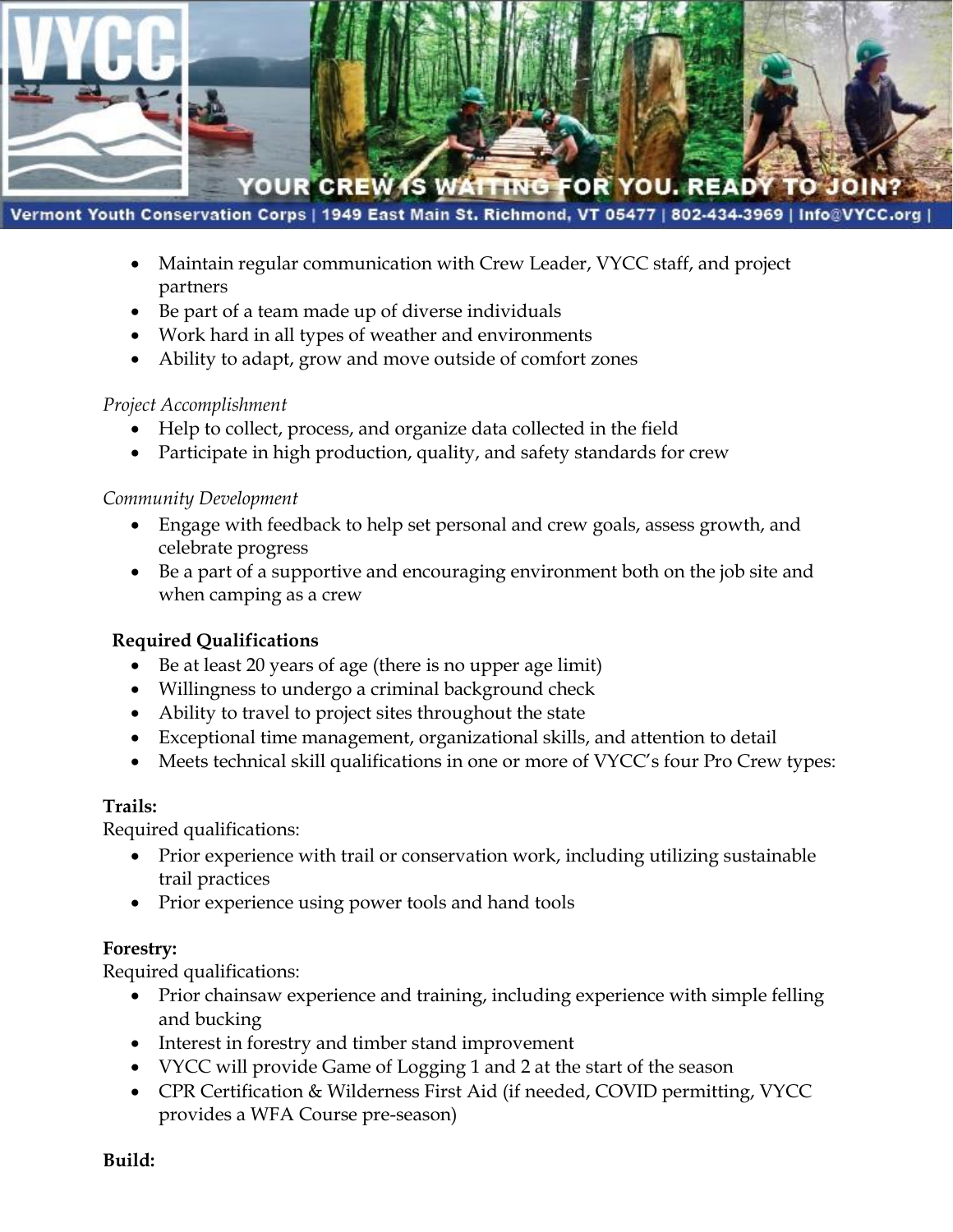- Maintain regular communication with Crew Leader, VYCC staff, and project partners
- Be part of a team made up of diverse individuals
- Work hard in all types of weather and environments
- Ability to adapt, grow and move outside of comfort zones

*Project Accomplishment*

- Help to collect, process, and organize data collected in the field
- Participate in high production, quality, and safety standards for crew

*Community Development*

- Engage with feedback to help set personal and crew goals, assess growth, and celebrate progress
- Be a part of a supportive and encouraging environment both on the job site and when camping as a crew

**Required Qualifications**

- Be at least 20 years of age (there is no upper age limit)
- Willingness to undergo a criminal background check
- Ability to travel to project sites throughout the state
- Exceptional time management, organizational skills, and attention to detail
- Meets technical skill qualifications in one or more of VYCC's four Pro Crew types:

**Trails:**

Required qualifications:

- Prior experience with trail or conservation work, including utilizing sustainable trail practices
- Prior experience using power tools and hand tools

**Forestry:**

Required qualifications:

- Prior chainsaw experience and training, including experience with simple felling and bucking
- Interest in forestry and timber stand improvement
- VYCC will provide Game of Logging 1 and 2 at the start of the season
- CPR Certification & Wilderness First Aid (if needed, COVID permitting, VYCC provides a WFA Course pre-season)

**Build:**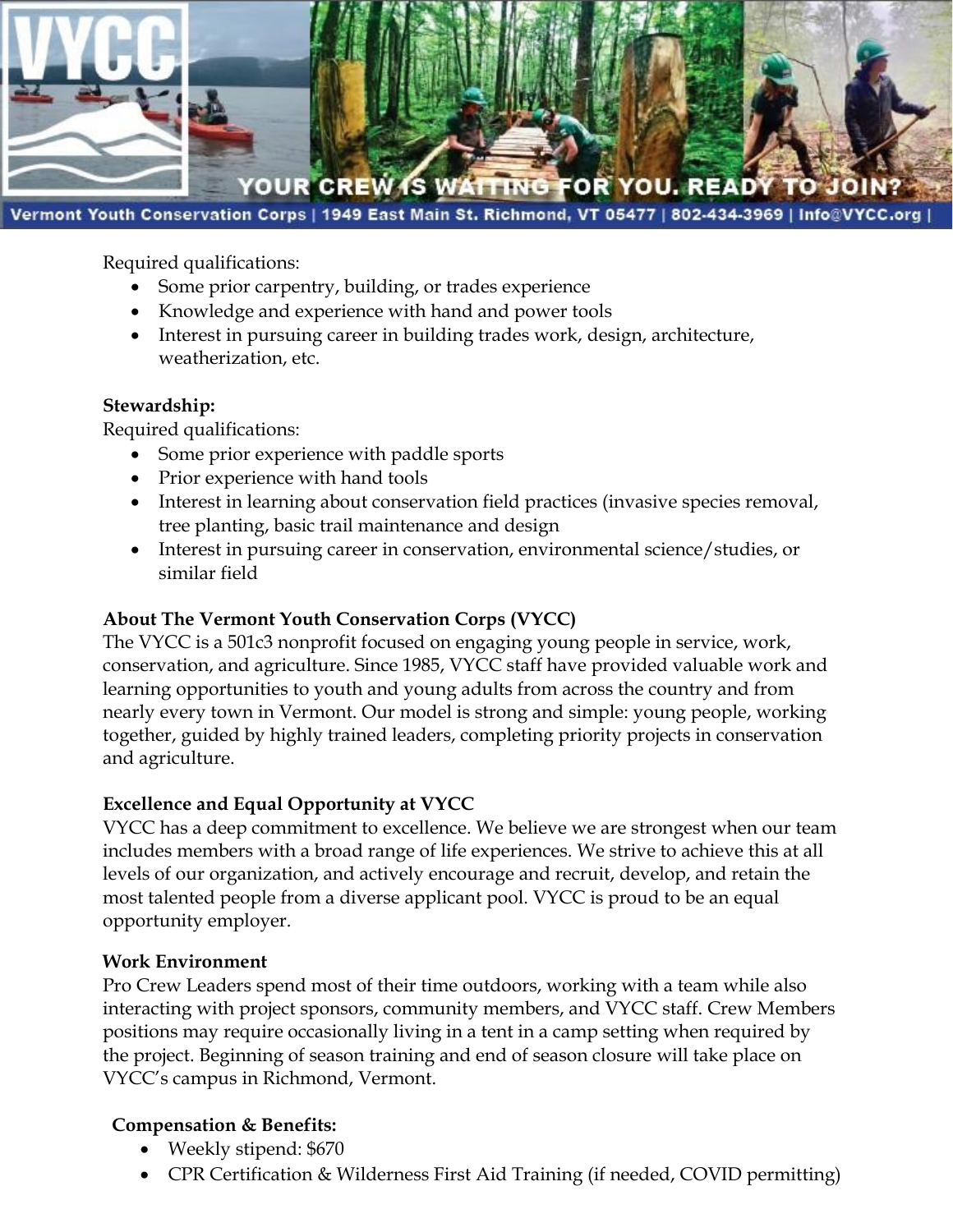Required qualifications:

- Some prior carpentry, building, or trades experience
- Knowledge and experience with hand and power tools
- Interest in pursuing career in building trades work, design, architecture, weatherization, etc.

**Stewardship:**

Required qualifications:

- Some prior experience with paddle sports
- Prior experience with hand tools
- Interest in learning about conservation field practices (invasive species removal, tree planting, basic trail maintenance and design
- Interest in pursuing career in conservation, environmental science/studies, or similar field

**About The Vermont Youth Conservation Corps (VYCC)**

The VYCC is a 501c3 nonprofit focused on engaging young people in service, work, conservation, and agriculture. Since 1985, VYCC staff have provided valuable work and learning opportunities to youth and young adults from across the country and from nearly every town in Vermont. Our model is strong and simple: young people, working together, guided by highly trained leaders, completing priority projects in conservation and agriculture.

**Excellence and Equal Opportunity at VYCC**

VYCC has a deep commitment to excellence. We believe we are strongest when our team includes members with a broad range of life experiences. We strive to achieve this at all levels of our organization, and actively encourage and recruit, develop, and retain the most talented people from a diverse applicant pool. VYCC is proud to be an equal opportunity employer.

**Work Environment**

Pro Crew Leaders spend most of their time outdoors, working with a team while also interacting with project sponsors, community members, and VYCC staff. Crew Members positions may require occasionally living in a tent in a camp setting when required by the project. Beginning of season training and end of season closure will take place on VYCC's campus in Richmond, Vermont.

**Compensation & Benefits:**

- Weekly stipend: $670
- CPR Certification & Wilderness First Aid Training (if needed, COVID permitting)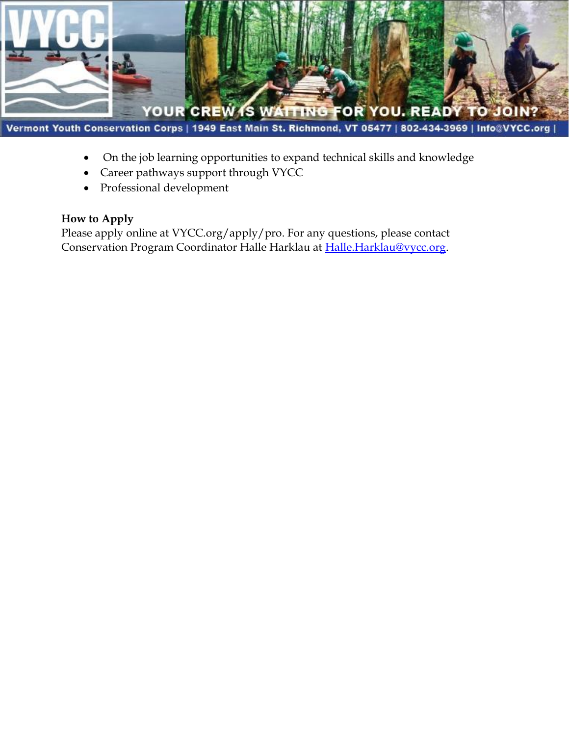- On the job learning opportunities to expand technical skills and knowledge
- Career pathways support through VYCC
- Professional development

**How to Apply**

Please apply online at VYCC.org/apply/pro. For any questions, please contact Conservation Program Coordinator Halle Harklau at Halle.Harklau@vycc.org.